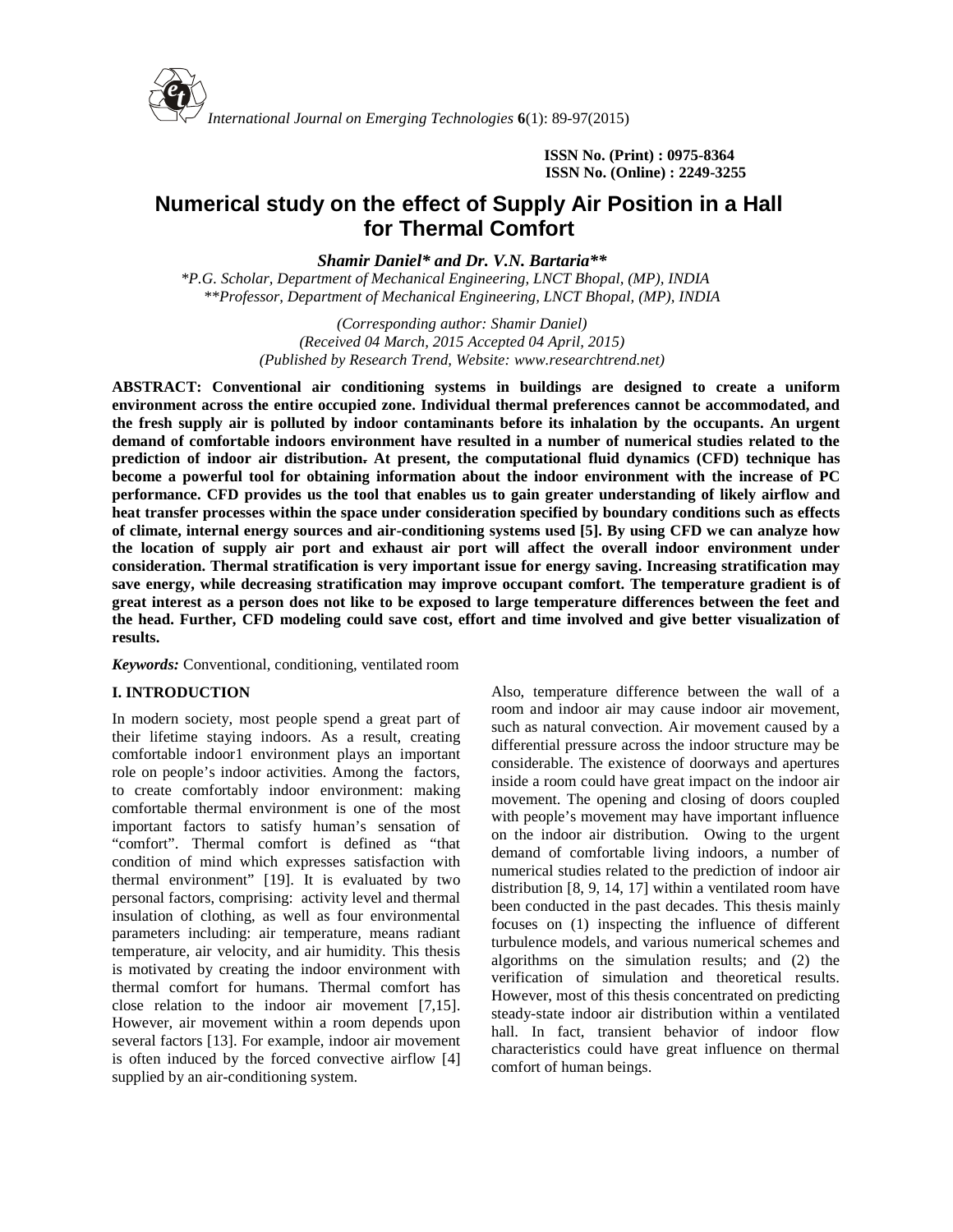*International Journal on Emerging Technologies* **6**(1): 89-97(2015)

**ISSN No. (Print) : 0975-8364**
**ISSN No. (Online) : 2249-3255**

# Numerical study on the effect of Supply Air Position in a Hall for Thermal Comfort

***Shamir Daniel\* and Dr. V.N. Bartaria\*\****

*\*P.G. Scholar, Department of Mechanical Engineering, LNCT Bhopal, (MP), INDIA*
*\*\*Professor, Department of Mechanical Engineering, LNCT Bhopal, (MP), INDIA*

*(Corresponding author: Shamir Daniel)*
*(Received 04 March, 2015 Accepted 04 April, 2015)*
*(Published by Research Trend, Website: www.researchtrend.net)*

**ABSTRACT: Conventional air conditioning systems in buildings are designed to create a uniform environment across the entire occupied zone. Individual thermal preferences cannot be accommodated, and the fresh supply air is polluted by indoor contaminants before its inhalation by the occupants. An urgent demand of comfortable indoors environment have resulted in a number of numerical studies related to the prediction of indoor air distribution. At present, the computational fluid dynamics (CFD) technique has become a powerful tool for obtaining information about the indoor environment with the increase of PC performance. CFD provides us the tool that enables us to gain greater understanding of likely airflow and heat transfer processes within the space under consideration specified by boundary conditions such as effects of climate, internal energy sources and air-conditioning systems used [5]. By using CFD we can analyze how the location of supply air port and exhaust air port will affect the overall indoor environment under consideration. Thermal stratification is very important issue for energy saving. Increasing stratification may save energy, while decreasing stratification may improve occupant comfort. The temperature gradient is of great interest as a person does not like to be exposed to large temperature differences between the feet and the head. Further, CFD modeling could save cost, effort and time involved and give better visualization of results.**

***Keywords:*** Conventional, conditioning, ventilated room

## I. INTRODUCTION

In modern society, most people spend a great part of their lifetime staying indoors. As a result, creating comfortable indoor1 environment plays an important role on people's indoor activities. Among the factors, to create comfortably indoor environment: making comfortable thermal environment is one of the most important factors to satisfy human's sensation of "comfort". Thermal comfort is defined as "that condition of mind which expresses satisfaction with thermal environment" [19]. It is evaluated by two personal factors, comprising: activity level and thermal insulation of clothing, as well as four environmental parameters including: air temperature, means radiant temperature, air velocity, and air humidity. This thesis is motivated by creating the indoor environment with thermal comfort for humans. Thermal comfort has close relation to the indoor air movement [7,15]. However, air movement within a room depends upon several factors [13]. For example, indoor air movement is often induced by the forced convective airflow [4] supplied by an air-conditioning system.

Also, temperature difference between the wall of a room and indoor air may cause indoor air movement, such as natural convection. Air movement caused by a differential pressure across the indoor structure may be considerable. The existence of doorways and apertures inside a room could have great impact on the indoor air movement. The opening and closing of doors coupled with people's movement may have important influence on the indoor air distribution. Owing to the urgent demand of comfortable living indoors, a number of numerical studies related to the prediction of indoor air distribution [8, 9, 14, 17] within a ventilated room have been conducted in the past decades. This thesis mainly focuses on (1) inspecting the influence of different turbulence models, and various numerical schemes and algorithms on the simulation results; and (2) the verification of simulation and theoretical results. However, most of this thesis concentrated on predicting steady-state indoor air distribution within a ventilated hall. In fact, transient behavior of indoor flow characteristics could have great influence on thermal comfort of human beings.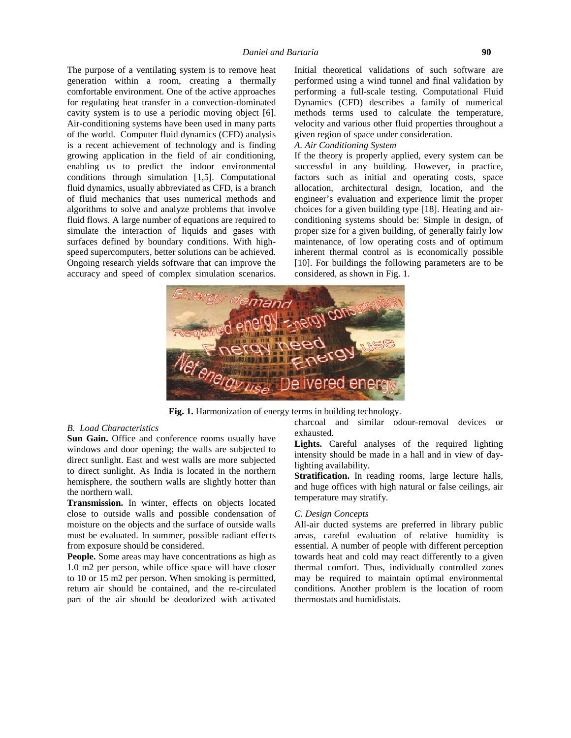The purpose of a ventilating system is to remove heat generation within a room, creating a thermally comfortable environment. One of the active approaches for regulating heat transfer in a convection-dominated cavity system is to use a periodic moving object [6]. Air-conditioning systems have been used in many parts of the world. Computer fluid dynamics (CFD) analysis is a recent achievement of technology and is finding growing application in the field of air conditioning, enabling us to predict the indoor environmental conditions through simulation [1,5]. Computational fluid dynamics, usually abbreviated as CFD, is a branch of fluid mechanics that uses numerical methods and algorithms to solve and analyze problems that involve fluid flows. A large number of equations are required to simulate the interaction of liquids and gases with surfaces defined by boundary conditions. With high-speed supercomputers, better solutions can be achieved. Ongoing research yields software that can improve the accuracy and speed of complex simulation scenarios. Initial theoretical validations of such software are performed using a wind tunnel and final validation by performing a full-scale testing. Computational Fluid Dynamics (CFD) describes a family of numerical methods terms used to calculate the temperature, velocity and various other fluid properties throughout a given region of space under consideration.

### *A. Air Conditioning System*

If the theory is properly applied, every system can be successful in any building. However, in practice, factors such as initial and operating costs, space allocation, architectural design, location, and the engineer's evaluation and experience limit the proper choices for a given building type [18]. Heating and air-conditioning systems should be: Simple in design, of proper size for a given building, of generally fairly low maintenance, of low operating costs and of optimum inherent thermal control as is economically possible [10]. For buildings the following parameters are to be considered, as shown in Fig. 1.

**Fig. 1.** Harmonization of energy terms in building technology.

### *B. Load Characteristics*

**Sun Gain.** Office and conference rooms usually have windows and door opening; the walls are subjected to direct sunlight. East and west walls are more subjected to direct sunlight. As India is located in the northern hemisphere, the southern walls are slightly hotter than the northern wall.

**Transmission.** In winter, effects on objects located close to outside walls and possible condensation of moisture on the objects and the surface of outside walls must be evaluated. In summer, possible radiant effects from exposure should be considered.

**People.** Some areas may have concentrations as high as 1.0 m2 per person, while office space will have closer to 10 or 15 m2 per person. When smoking is permitted, return air should be contained, and the re-circulated part of the air should be deodorized with activated charcoal and similar odour-removal devices or exhausted.

**Lights.** Careful analyses of the required lighting intensity should be made in a hall and in view of day-lighting availability.

**Stratification.** In reading rooms, large lecture halls, and huge offices with high natural or false ceilings, air temperature may stratify.

### *C. Design Concepts*

All-air ducted systems are preferred in library public areas, careful evaluation of relative humidity is essential. A number of people with different perception towards heat and cold may react differently to a given thermal comfort. Thus, individually controlled zones may be required to maintain optimal environmental conditions. Another problem is the location of room thermostats and humidistats.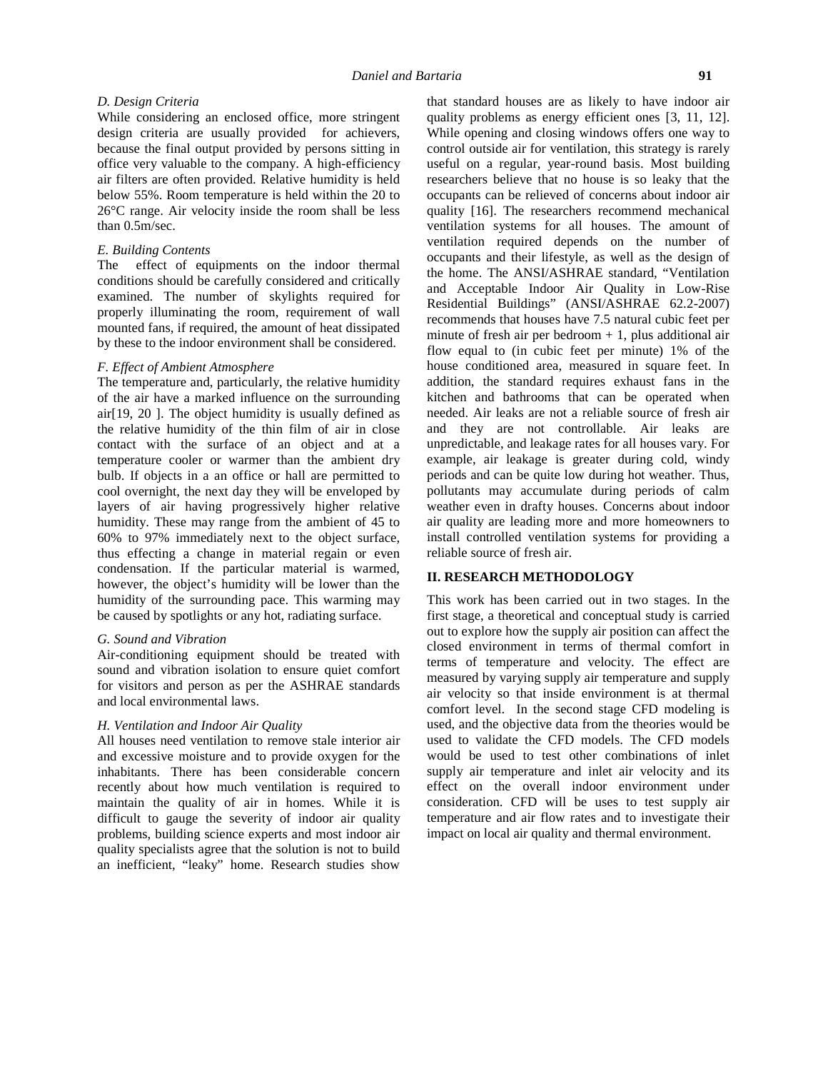*D. Design Criteria*

While considering an enclosed office, more stringent design criteria are usually provided for achievers, because the final output provided by persons sitting in office very valuable to the company. A high-efficiency air filters are often provided. Relative humidity is held below 55%. Room temperature is held within the 20 to 26°C range. Air velocity inside the room shall be less than 0.5m/sec.

*E. Building Contents*

The effect of equipments on the indoor thermal conditions should be carefully considered and critically examined. The number of skylights required for properly illuminating the room, requirement of wall mounted fans, if required, the amount of heat dissipated by these to the indoor environment shall be considered.

*F. Effect of Ambient Atmosphere*

The temperature and, particularly, the relative humidity of the air have a marked influence on the surrounding air[19, 20 ]. The object humidity is usually defined as the relative humidity of the thin film of air in close contact with the surface of an object and at a temperature cooler or warmer than the ambient dry bulb. If objects in a an office or hall are permitted to cool overnight, the next day they will be enveloped by layers of air having progressively higher relative humidity. These may range from the ambient of 45 to 60% to 97% immediately next to the object surface, thus effecting a change in material regain or even condensation. If the particular material is warmed, however, the object's humidity will be lower than the humidity of the surrounding pace. This warming may be caused by spotlights or any hot, radiating surface.

*G. Sound and Vibration*

Air-conditioning equipment should be treated with sound and vibration isolation to ensure quiet comfort for visitors and person as per the ASHRAE standards and local environmental laws.

*H. Ventilation and Indoor Air Quality*

All houses need ventilation to remove stale interior air and excessive moisture and to provide oxygen for the inhabitants. There has been considerable concern recently about how much ventilation is required to maintain the quality of air in homes. While it is difficult to gauge the severity of indoor air quality problems, building science experts and most indoor air quality specialists agree that the solution is not to build an inefficient, "leaky" home. Research studies show that standard houses are as likely to have indoor air quality problems as energy efficient ones [3, 11, 12]. While opening and closing windows offers one way to control outside air for ventilation, this strategy is rarely useful on a regular, year-round basis. Most building researchers believe that no house is so leaky that the occupants can be relieved of concerns about indoor air quality [16]. The researchers recommend mechanical ventilation systems for all houses. The amount of ventilation required depends on the number of occupants and their lifestyle, as well as the design of the home. The ANSI/ASHRAE standard, "Ventilation and Acceptable Indoor Air Quality in Low-Rise Residential Buildings" (ANSI/ASHRAE 62.2-2007) recommends that houses have 7.5 natural cubic feet per minute of fresh air per bedroom + 1, plus additional air flow equal to (in cubic feet per minute) 1% of the house conditioned area, measured in square feet. In addition, the standard requires exhaust fans in the kitchen and bathrooms that can be operated when needed. Air leaks are not a reliable source of fresh air and they are not controllable. Air leaks are unpredictable, and leakage rates for all houses vary. For example, air leakage is greater during cold, windy periods and can be quite low during hot weather. Thus, pollutants may accumulate during periods of calm weather even in drafty houses. Concerns about indoor air quality are leading more and more homeowners to install controlled ventilation systems for providing a reliable source of fresh air.

## II. RESEARCH METHODOLOGY

This work has been carried out in two stages. In the first stage, a theoretical and conceptual study is carried out to explore how the supply air position can affect the closed environment in terms of thermal comfort in terms of temperature and velocity. The effect are measured by varying supply air temperature and supply air velocity so that inside environment is at thermal comfort level. In the second stage CFD modeling is used, and the objective data from the theories would be used to validate the CFD models. The CFD models would be used to test other combinations of inlet supply air temperature and inlet air velocity and its effect on the overall indoor environment under consideration. CFD will be uses to test supply air temperature and air flow rates and to investigate their impact on local air quality and thermal environment.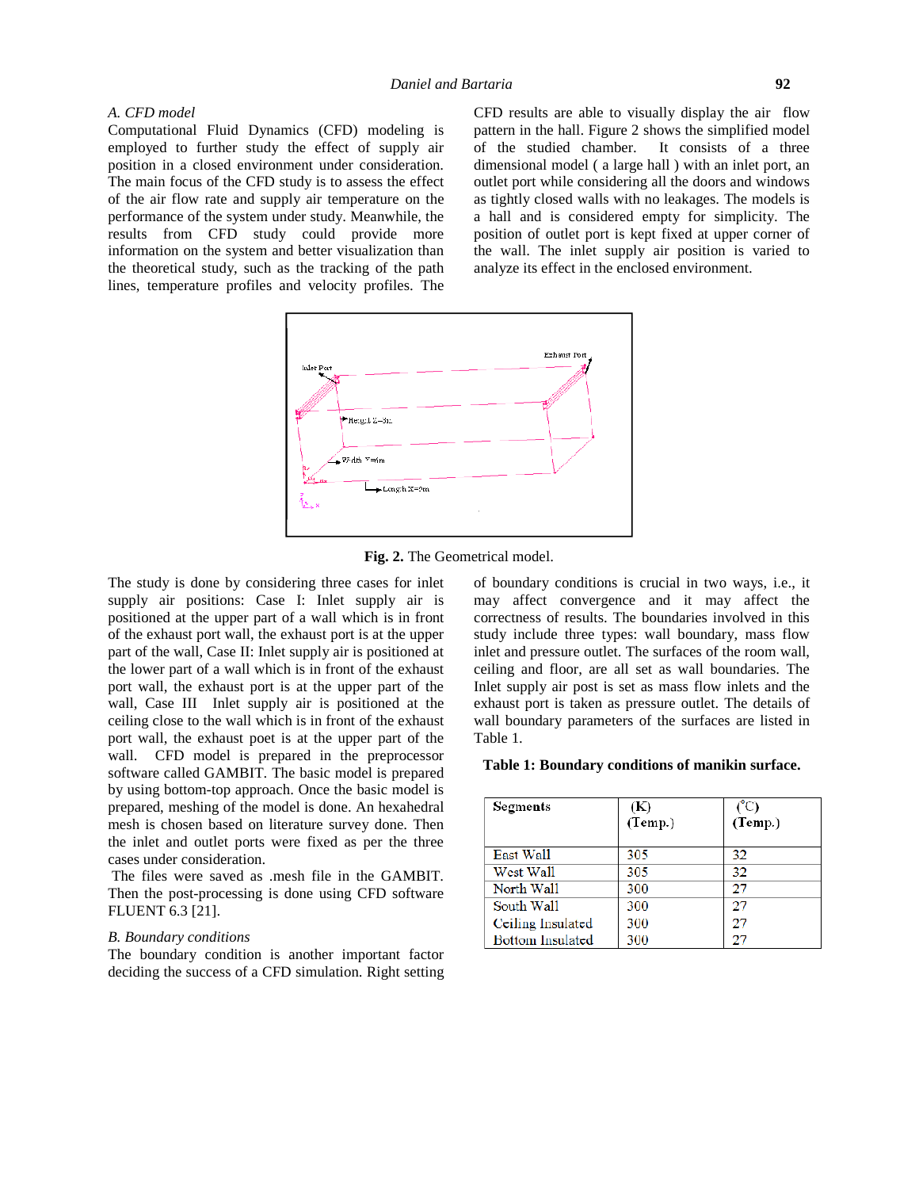### A. CFD model

Computational Fluid Dynamics (CFD) modeling is employed to further study the effect of supply air position in a closed environment under consideration. The main focus of the CFD study is to assess the effect of the air flow rate and supply air temperature on the performance of the system under study. Meanwhile, the results from CFD study could provide more information on the system and better visualization than the theoretical study, such as the tracking of the path lines, temperature profiles and velocity profiles. The CFD results are able to visually display the air flow pattern in the hall. Figure 2 shows the simplified model of the studied chamber. It consists of a three dimensional model ( a large hall ) with an inlet port, an outlet port while considering all the doors and windows as tightly closed walls with no leakages. The models is a hall and is considered empty for simplicity. The position of outlet port is kept fixed at upper corner of the wall. The inlet supply air position is varied to analyze its effect in the enclosed environment.

**Fig. 2.** The Geometrical model.

The study is done by considering three cases for inlet supply air positions: Case I: Inlet supply air is positioned at the upper part of a wall which is in front of the exhaust port wall, the exhaust port is at the upper part of the wall, Case II: Inlet supply air is positioned at the lower part of a wall which is in front of the exhaust port wall, the exhaust port is at the upper part of the wall, Case III Inlet supply air is positioned at the ceiling close to the wall which is in front of the exhaust port wall, the exhaust poet is at the upper part of the wall. CFD model is prepared in the preprocessor software called GAMBIT. The basic model is prepared by using bottom-top approach. Once the basic model is prepared, meshing of the model is done. An hexahedral mesh is chosen based on literature survey done. Then the inlet and outlet ports were fixed as per the three cases under consideration.

The files were saved as .mesh file in the GAMBIT. Then the post-processing is done using CFD software FLUENT 6.3 [21].

### B. Boundary conditions

The boundary condition is another important factor deciding the success of a CFD simulation. Right setting of boundary conditions is crucial in two ways, i.e., it may affect convergence and it may affect the correctness of results. The boundaries involved in this study include three types: wall boundary, mass flow inlet and pressure outlet. The surfaces of the room wall, ceiling and floor, are all set as wall boundaries. The Inlet supply air post is set as mass flow inlets and the exhaust port is taken as pressure outlet. The details of wall boundary parameters of the surfaces are listed in Table 1.

**Table 1: Boundary conditions of manikin surface.**

| Segments | (K) (Temp.) | (°C) (Temp.) |
|---|---|---|
| East Wall | 305 | 32 |
| West Wall | 305 | 32 |
| North Wall | 300 | 27 |
| South Wall | 300 | 27 |
| Ceiling Insulated | 300 | 27 |
| Bottom Insulated | 300 | 27 |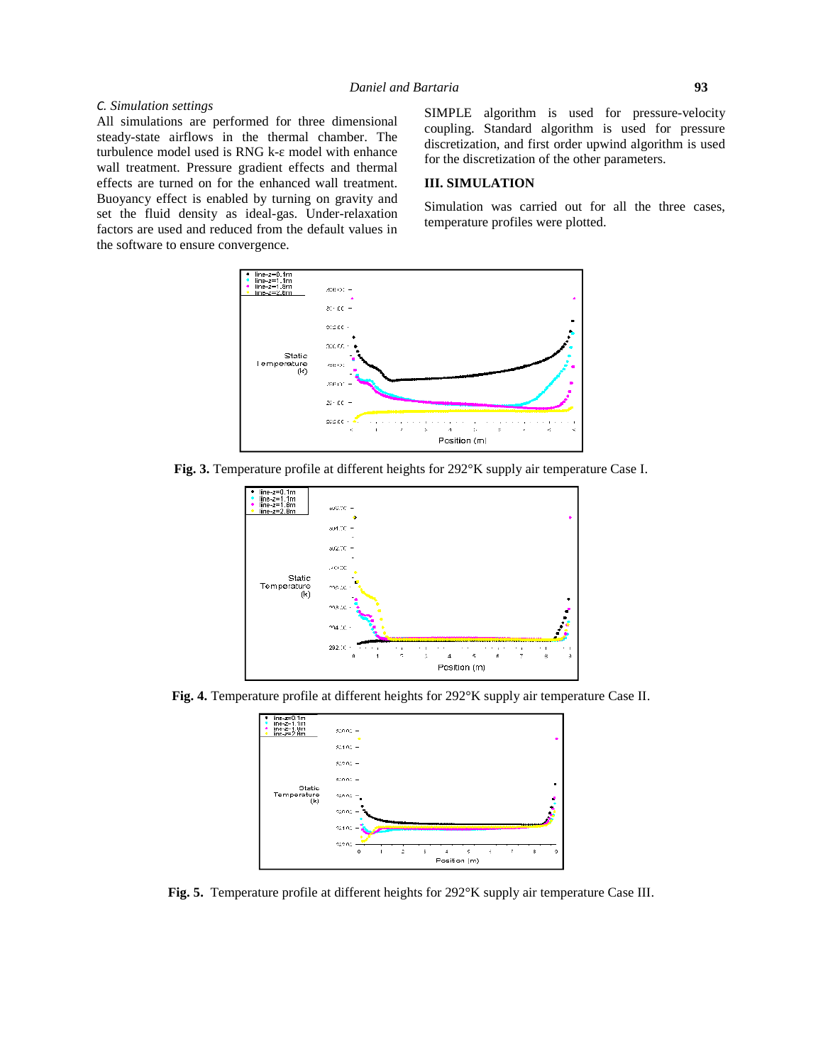### C. Simulation settings

All simulations are performed for three dimensional steady-state airflows in the thermal chamber. The turbulence model used is RNG k-ε model with enhance wall treatment. Pressure gradient effects and thermal effects are turned on for the enhanced wall treatment. Buoyancy effect is enabled by turning on gravity and set the fluid density as ideal-gas. Under-relaxation factors are used and reduced from the default values in the software to ensure convergence.

SIMPLE algorithm is used for pressure-velocity coupling. Standard algorithm is used for pressure discretization, and first order upwind algorithm is used for the discretization of the other parameters.

## III. SIMULATION

Simulation was carried out for all the three cases, temperature profiles were plotted.

**Fig. 3.** Temperature profile at different heights for 292°K supply air temperature Case I.

**Fig. 4.** Temperature profile at different heights for 292°K supply air temperature Case II.

**Fig. 5.** Temperature profile at different heights for 292°K supply air temperature Case III.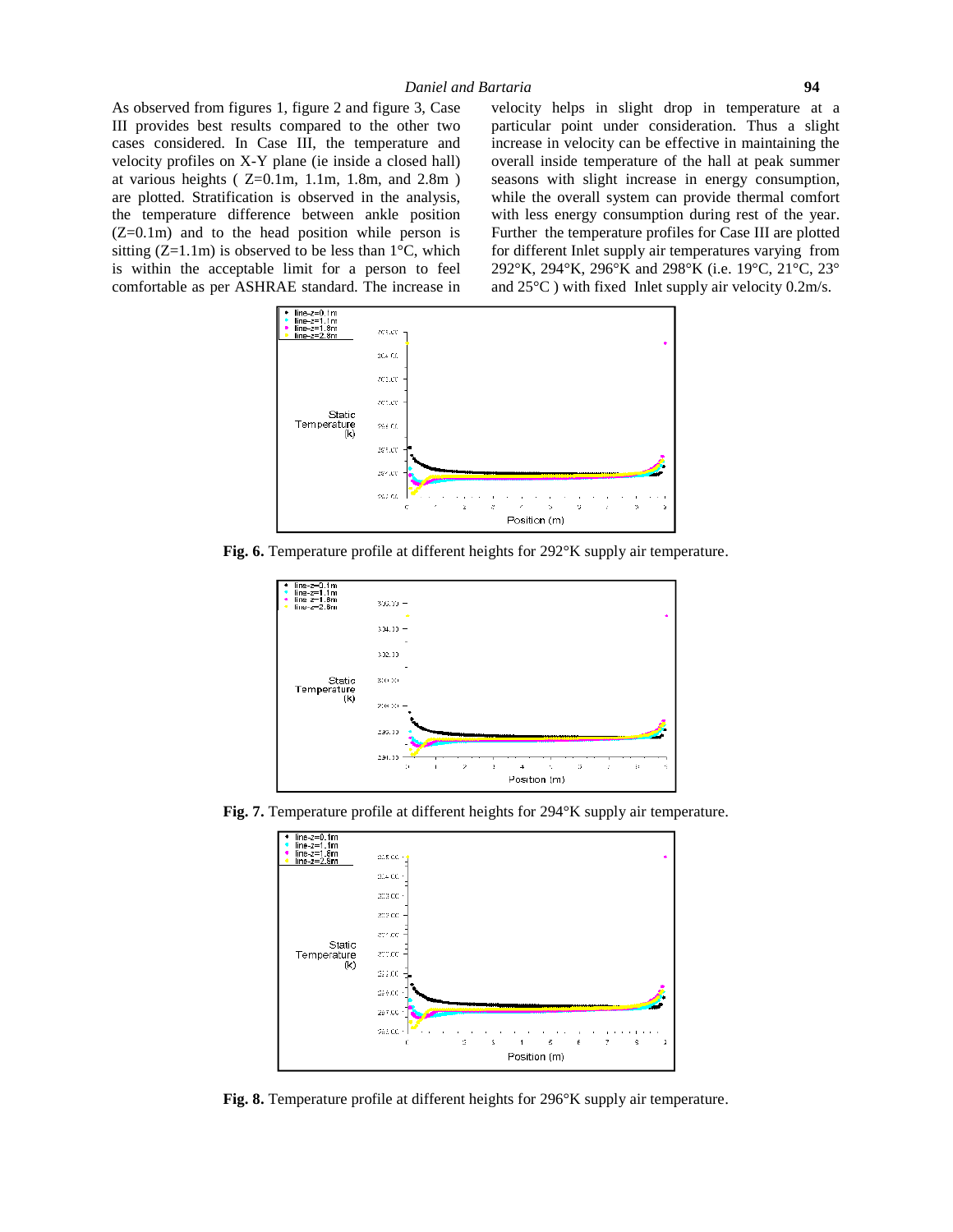As observed from figures 1, figure 2 and figure 3, Case III provides best results compared to the other two cases considered. In Case III, the temperature and velocity profiles on X-Y plane (ie inside a closed hall) at various heights ( Z=0.1m, 1.1m, 1.8m, and 2.8m ) are plotted. Stratification is observed in the analysis, the temperature difference between ankle position (Z=0.1m) and to the head position while person is sitting (Z=1.1m) is observed to be less than 1°C, which is within the acceptable limit for a person to feel comfortable as per ASHRAE standard. The increase in velocity helps in slight drop in temperature at a particular point under consideration. Thus a slight increase in velocity can be effective in maintaining the overall inside temperature of the hall at peak summer seasons with slight increase in energy consumption, while the overall system can provide thermal comfort with less energy consumption during rest of the year. Further the temperature profiles for Case III are plotted for different Inlet supply air temperatures varying from 292°K, 294°K, 296°K and 298°K (i.e. 19°C, 21°C, 23° and 25°C ) with fixed Inlet supply air velocity 0.2m/s.

**Fig. 6.** Temperature profile at different heights for 292°K supply air temperature.

**Fig. 7.** Temperature profile at different heights for 294°K supply air temperature.

**Fig. 8.** Temperature profile at different heights for 296°K supply air temperature.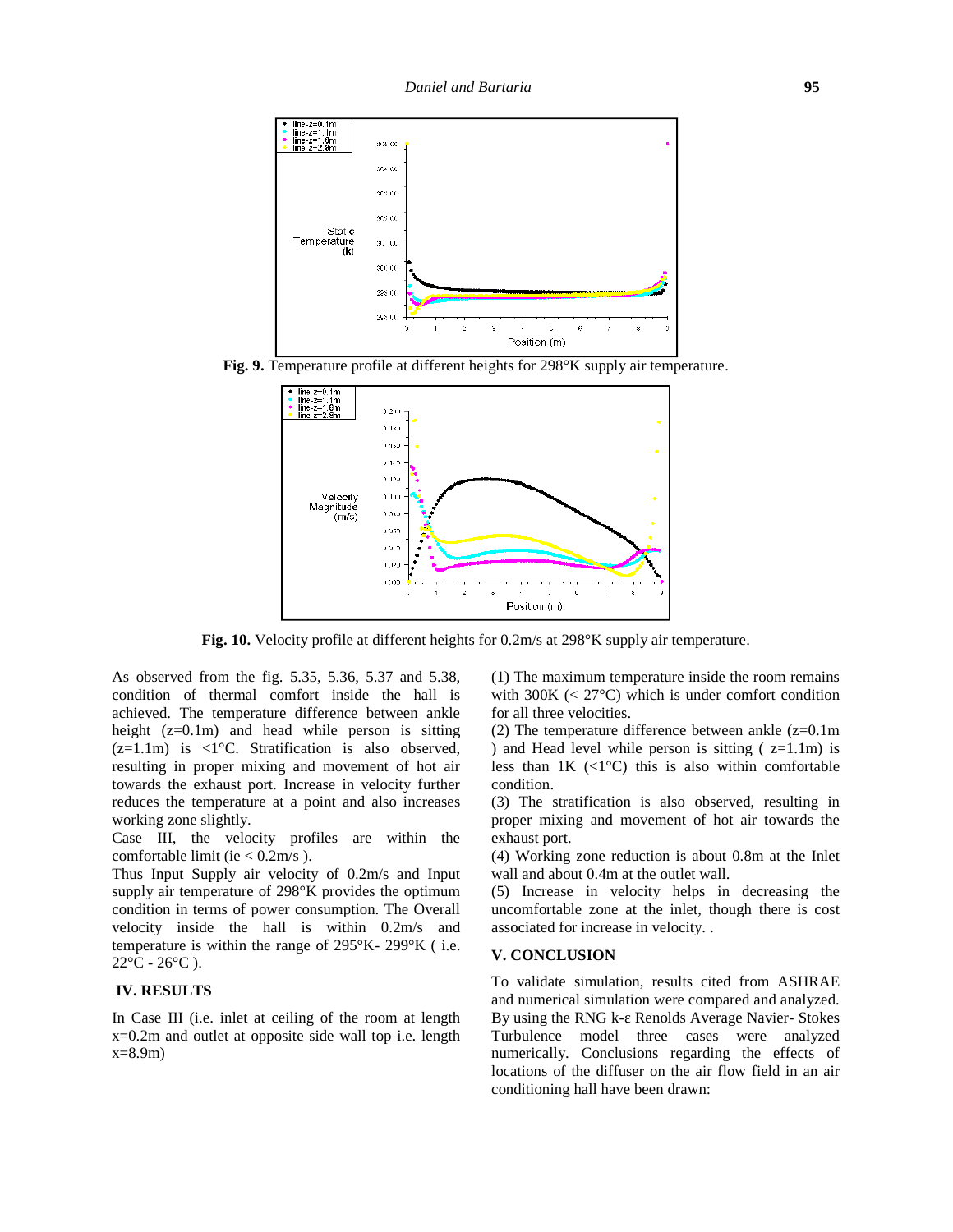**Fig. 9.** Temperature profile at different heights for 298°K supply air temperature.

**Fig. 10.** Velocity profile at different heights for 0.2m/s at 298°K supply air temperature.

As observed from the fig. 5.35, 5.36, 5.37 and 5.38, condition of thermal comfort inside the hall is achieved. The temperature difference between ankle height (z=0.1m) and head while person is sitting (z=1.1m) is <1°C. Stratification is also observed, resulting in proper mixing and movement of hot air towards the exhaust port. Increase in velocity further reduces the temperature at a point and also increases working zone slightly.

Case III, the velocity profiles are within the comfortable limit (ie < 0.2m/s ).

Thus Input Supply air velocity of 0.2m/s and Input supply air temperature of 298°K provides the optimum condition in terms of power consumption. The Overall velocity inside the hall is within 0.2m/s and temperature is within the range of 295°K- 299°K ( i.e. 22°C - 26°C ).

## IV. RESULTS

In Case III (i.e. inlet at ceiling of the room at length x=0.2m and outlet at opposite side wall top i.e. length x=8.9m)

(1) The maximum temperature inside the room remains with 300K (< 27°C) which is under comfort condition for all three velocities.

(2) The temperature difference between ankle (z=0.1m ) and Head level while person is sitting ( z=1.1m) is less than 1K (<1°C) this is also within comfortable condition.

(3) The stratification is also observed, resulting in proper mixing and movement of hot air towards the exhaust port.

(4) Working zone reduction is about 0.8m at the Inlet wall and about 0.4m at the outlet wall.

(5) Increase in velocity helps in decreasing the uncomfortable zone at the inlet, though there is cost associated for increase in velocity. .

## V. CONCLUSION

To validate simulation, results cited from ASHRAE and numerical simulation were compared and analyzed. By using the RNG k-ε Renolds Average Navier- Stokes Turbulence model three cases were analyzed numerically. Conclusions regarding the effects of locations of the diffuser on the air flow field in an air conditioning hall have been drawn: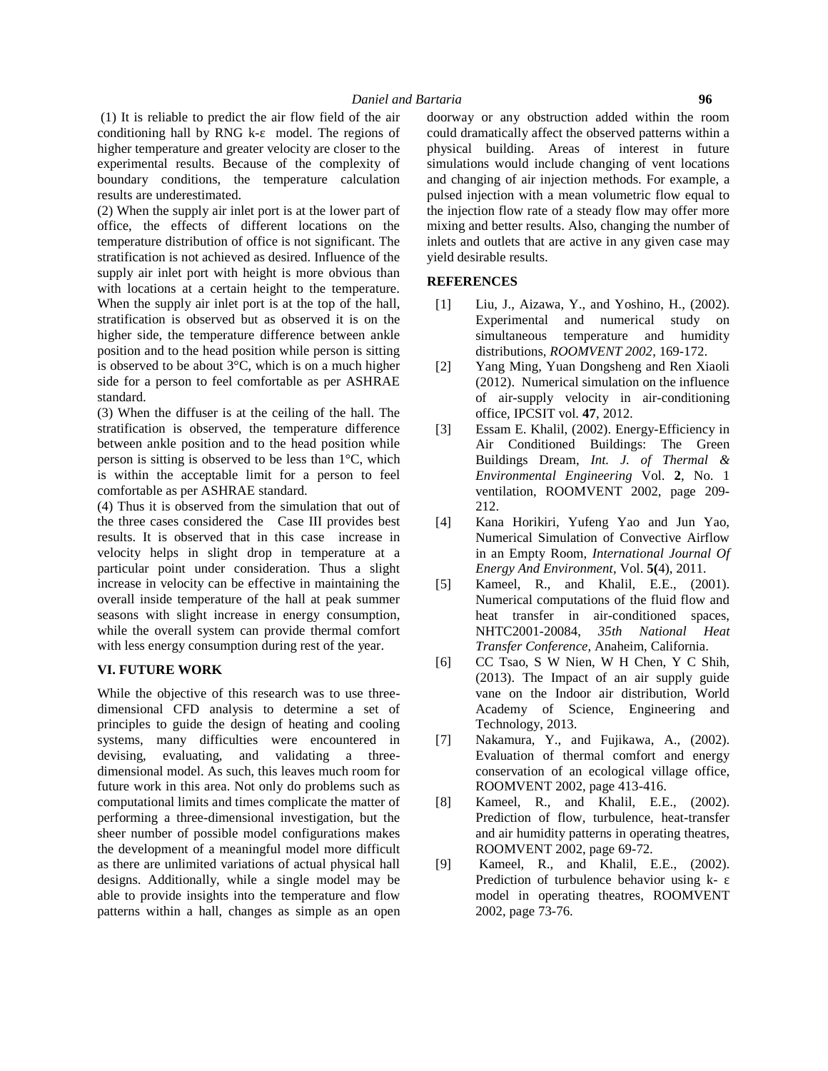(1) It is reliable to predict the air flow field of the air conditioning hall by RNG k-ε model. The regions of higher temperature and greater velocity are closer to the experimental results. Because of the complexity of boundary conditions, the temperature calculation results are underestimated.

(2) When the supply air inlet port is at the lower part of office, the effects of different locations on the temperature distribution of office is not significant. The stratification is not achieved as desired. Influence of the supply air inlet port with height is more obvious than with locations at a certain height to the temperature. When the supply air inlet port is at the top of the hall, stratification is observed but as observed it is on the higher side, the temperature difference between ankle position and to the head position while person is sitting is observed to be about 3°C, which is on a much higher side for a person to feel comfortable as per ASHRAE standard.

(3) When the diffuser is at the ceiling of the hall. The stratification is observed, the temperature difference between ankle position and to the head position while person is sitting is observed to be less than 1°C, which is within the acceptable limit for a person to feel comfortable as per ASHRAE standard.

(4) Thus it is observed from the simulation that out of the three cases considered the Case III provides best results. It is observed that in this case increase in velocity helps in slight drop in temperature at a particular point under consideration. Thus a slight increase in velocity can be effective in maintaining the overall inside temperature of the hall at peak summer seasons with slight increase in energy consumption, while the overall system can provide thermal comfort with less energy consumption during rest of the year.

## VI. FUTURE WORK

While the objective of this research was to use three-dimensional CFD analysis to determine a set of principles to guide the design of heating and cooling systems, many difficulties were encountered in devising, evaluating, and validating a three-dimensional model. As such, this leaves much room for future work in this area. Not only do problems such as computational limits and times complicate the matter of performing a three-dimensional investigation, but the sheer number of possible model configurations makes the development of a meaningful model more difficult as there are unlimited variations of actual physical hall designs. Additionally, while a single model may be able to provide insights into the temperature and flow patterns within a hall, changes as simple as an open doorway or any obstruction added within the room could dramatically affect the observed patterns within a physical building. Areas of interest in future simulations would include changing of vent locations and changing of air injection methods. For example, a pulsed injection with a mean volumetric flow equal to the injection flow rate of a steady flow may offer more mixing and better results. Also, changing the number of inlets and outlets that are active in any given case may yield desirable results.

## REFERENCES

[1] Liu, J., Aizawa, Y., and Yoshino, H., (2002). Experimental and numerical study on simultaneous temperature and humidity distributions, *ROOMVENT 2002*, 169-172.

[2] Yang Ming, Yuan Dongsheng and Ren Xiaoli (2012). Numerical simulation on the influence of air-supply velocity in air-conditioning office, IPCSIT vol. **47**, 2012.

[3] Essam E. Khalil, (2002). Energy-Efficiency in Air Conditioned Buildings: The Green Buildings Dream, *Int. J. of Thermal & Environmental Engineering* Vol. **2**, No. 1 ventilation, ROOMVENT 2002, page 209-212.

[4] Kana Horikiri, Yufeng Yao and Jun Yao, Numerical Simulation of Convective Airflow in an Empty Room, *International Journal Of Energy And Environment*, Vol. **5(**4), 2011.

[5] Kameel, R., and Khalil, E.E., (2001). Numerical computations of the fluid flow and heat transfer in air-conditioned spaces, NHTC2001-20084, *35th National Heat Transfer Conference*, Anaheim, California.

[6] CC Tsao, S W Nien, W H Chen, Y C Shih, (2013). The Impact of an air supply guide vane on the Indoor air distribution, World Academy of Science, Engineering and Technology, 2013.

[7] Nakamura, Y., and Fujikawa, A., (2002). Evaluation of thermal comfort and energy conservation of an ecological village office, ROOMVENT 2002, page 413-416.

[8] Kameel, R., and Khalil, E.E., (2002). Prediction of flow, turbulence, heat-transfer and air humidity patterns in operating theatres, ROOMVENT 2002, page 69-72.

[9] Kameel, R., and Khalil, E.E., (2002). Prediction of turbulence behavior using k- ε model in operating theatres, ROOMVENT 2002, page 73-76.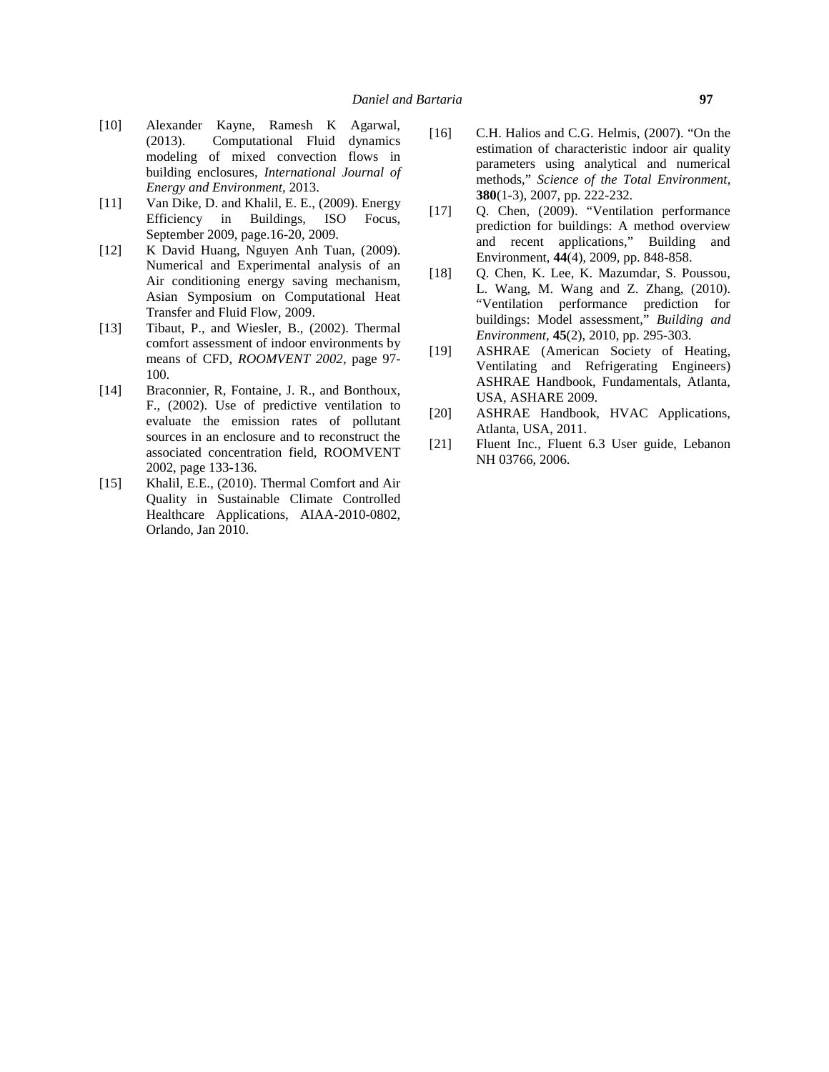[10] Alexander Kayne, Ramesh K Agarwal, (2013). Computational Fluid dynamics modeling of mixed convection flows in building enclosures, *International Journal of Energy and Environment,* 2013.

[11] Van Dike, D. and Khalil, E. E., (2009). Energy Efficiency in Buildings, ISO Focus, September 2009, page.16-20, 2009.

[12] K David Huang, Nguyen Anh Tuan, (2009). Numerical and Experimental analysis of an Air conditioning energy saving mechanism, Asian Symposium on Computational Heat Transfer and Fluid Flow, 2009.

[13] Tibaut, P., and Wiesler, B., (2002). Thermal comfort assessment of indoor environments by means of CFD, *ROOMVENT 2002*, page 97-100.

[14] Braconnier, R, Fontaine, J. R., and Bonthoux, F., (2002). Use of predictive ventilation to evaluate the emission rates of pollutant sources in an enclosure and to reconstruct the associated concentration field, ROOMVENT 2002, page 133-136.

[15] Khalil, E.E., (2010). Thermal Comfort and Air Quality in Sustainable Climate Controlled Healthcare Applications, AIAA-2010-0802, Orlando, Jan 2010.

[16] C.H. Halios and C.G. Helmis, (2007). "On the estimation of characteristic indoor air quality parameters using analytical and numerical methods," *Science of the Total Environment*, **380**(1-3), 2007, pp. 222-232.

[17] Q. Chen, (2009). "Ventilation performance prediction for buildings: A method overview and recent applications," Building and Environment, **44**(4), 2009, pp. 848-858.

[18] Q. Chen, K. Lee, K. Mazumdar, S. Poussou, L. Wang, M. Wang and Z. Zhang, (2010). "Ventilation performance prediction for buildings: Model assessment," *Building and Environment*, **45**(2), 2010, pp. 295-303.

[19] ASHRAE (American Society of Heating, Ventilating and Refrigerating Engineers) ASHRAE Handbook, Fundamentals, Atlanta, USA, ASHARE 2009.

[20] ASHRAE Handbook, HVAC Applications, Atlanta, USA, 2011.

[21] Fluent Inc., Fluent 6.3 User guide, Lebanon NH 03766, 2006.